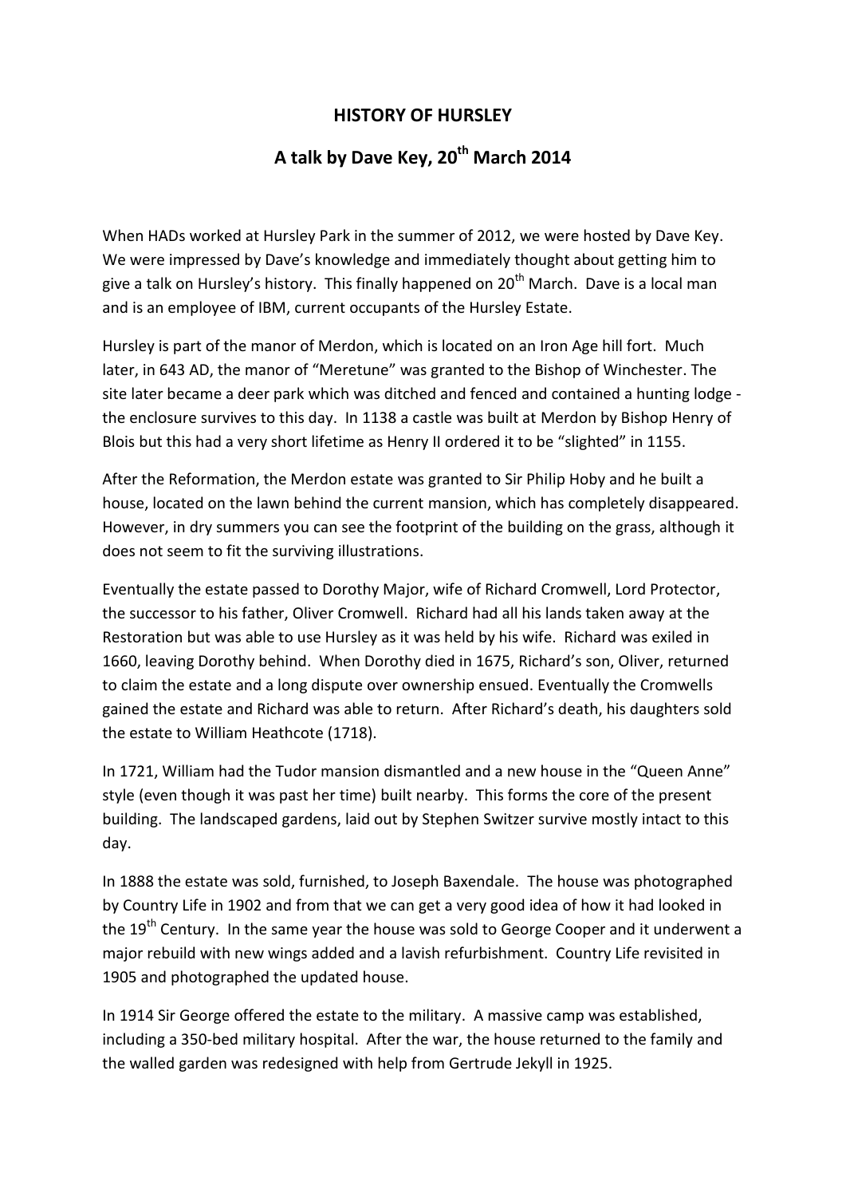# HISTORY OF HURSLEY

## A talk by Dave Key, 20th March 2014

When HADs worked at Hursley Park in the summer of 2012, we were hosted by Dave Key. We were impressed by Dave's knowledge and immediately thought about getting him to give a talk on Hursley's history. This finally happened on 20th March. Dave is a local man and is an employee of IBM, current occupants of the Hursley Estate.

Hursley is part of the manor of Merdon, which is located on an Iron Age hill fort. Much later, in 643 AD, the manor of "Meretune" was granted to the Bishop of Winchester. The site later became a deer park which was ditched and fenced and contained a hunting lodge - the enclosure survives to this day. In 1138 a castle was built at Merdon by Bishop Henry of Blois but this had a very short lifetime as Henry II ordered it to be "slighted" in 1155.

After the Reformation, the Merdon estate was granted to Sir Philip Hoby and he built a house, located on the lawn behind the current mansion, which has completely disappeared. However, in dry summers you can see the footprint of the building on the grass, although it does not seem to fit the surviving illustrations.

Eventually the estate passed to Dorothy Major, wife of Richard Cromwell, Lord Protector, the successor to his father, Oliver Cromwell. Richard had all his lands taken away at the Restoration but was able to use Hursley as it was held by his wife. Richard was exiled in 1660, leaving Dorothy behind. When Dorothy died in 1675, Richard's son, Oliver, returned to claim the estate and a long dispute over ownership ensued. Eventually the Cromwells gained the estate and Richard was able to return. After Richard's death, his daughters sold the estate to William Heathcote (1718).

In 1721, William had the Tudor mansion dismantled and a new house in the "Queen Anne" style (even though it was past her time) built nearby. This forms the core of the present building. The landscaped gardens, laid out by Stephen Switzer survive mostly intact to this day.

In 1888 the estate was sold, furnished, to Joseph Baxendale. The house was photographed by Country Life in 1902 and from that we can get a very good idea of how it had looked in the 19th Century. In the same year the house was sold to George Cooper and it underwent a major rebuild with new wings added and a lavish refurbishment. Country Life revisited in 1905 and photographed the updated house.

In 1914 Sir George offered the estate to the military. A massive camp was established, including a 350-bed military hospital. After the war, the house returned to the family and the walled garden was redesigned with help from Gertrude Jekyll in 1925.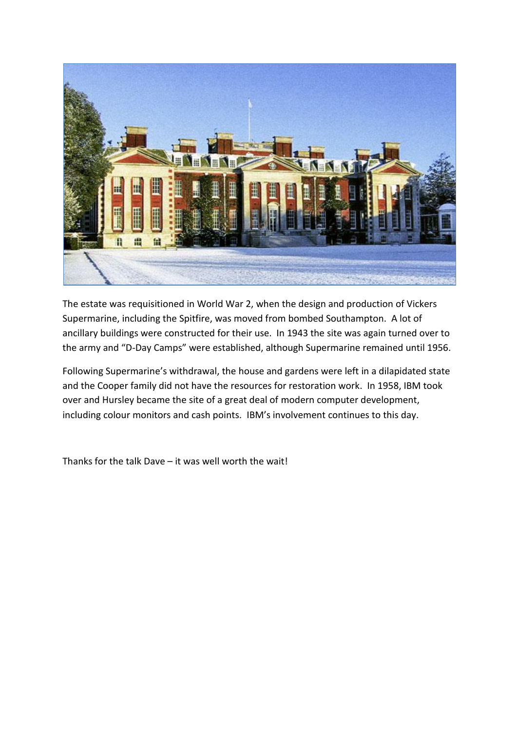The estate was requisitioned in World War 2, when the design and production of Vickers Supermarine, including the Spitfire, was moved from bombed Southampton. A lot of ancillary buildings were constructed for their use. In 1943 the site was again turned over to the army and "D-Day Camps" were established, although Supermarine remained until 1956.

Following Supermarine's withdrawal, the house and gardens were left in a dilapidated state and the Cooper family did not have the resources for restoration work. In 1958, IBM took over and Hursley became the site of a great deal of modern computer development, including colour monitors and cash points. IBM's involvement continues to this day.

Thanks for the talk Dave – it was well worth the wait!